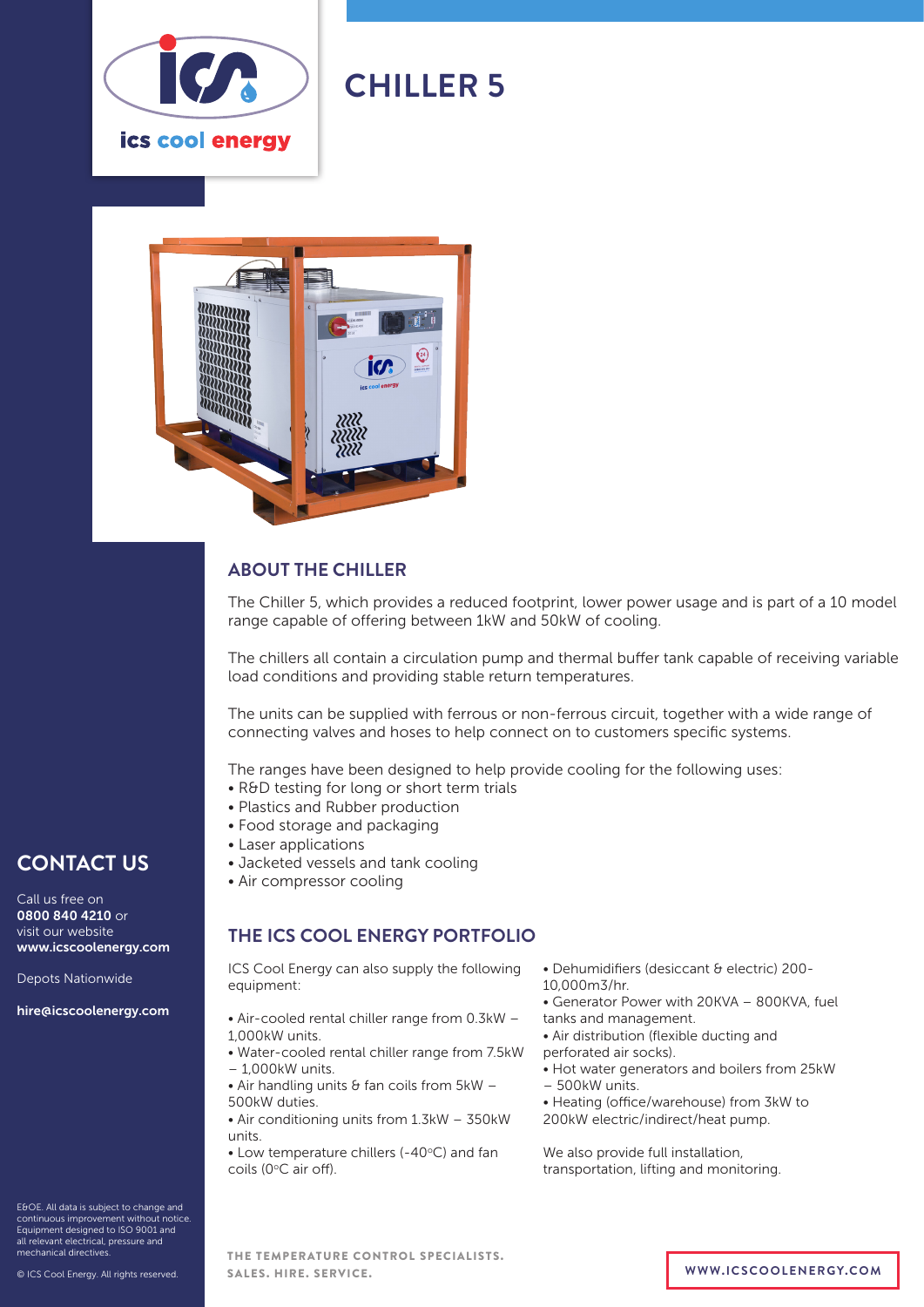ics cool energy

# CHILLER 5

## ABOUT THE CHILLER

The Chiller 5, which provides a reduced footprint, lower power usage and is part of a 10 model range capable of offering between 1kW and 50kW of cooling.

The chillers all contain a circulation pump and thermal buffer tank capable of receiving variable load conditions and providing stable return temperatures.

The units can be supplied with ferrous or non-ferrous circuit, together with a wide range of connecting valves and hoses to help connect on to customers specific systems.

The ranges have been designed to help provide cooling for the following uses:

- R&D testing for long or short term trials
- Plastics and Rubber production
- Food storage and packaging
- Laser applications
- Jacketed vessels and tank cooling
- Air compressor cooling

## THE ICS COOL ENERGY PORTFOLIO

ICS Cool Energy can also supply the following equipment:

- Air-cooled rental chiller range from 0.3kW – 1,000kW units.
- Water-cooled rental chiller range from 7.5kW – 1,000kW units.
- Air handling units & fan coils from 5kW – 500kW duties.
- Air conditioning units from 1.3kW – 350kW units.
- Low temperature chillers (-40°C) and fan coils (0°C air off).
- Dehumidifiers (desiccant & electric) 200-10,000m3/hr.
- Generator Power with 20KVA – 800KVA, fuel tanks and management.
- Air distribution (flexible ducting and perforated air socks).
- Hot water generators and boilers from 25kW – 500kW units.
- Heating (office/warehouse) from 3kW to 200kW electric/indirect/heat pump.

We also provide full installation, transportation, lifting and monitoring.

## CONTACT US

Call us free on **0800 840 4210** or visit our website **www.icscoolenergy.com**

Depots Nationwide

**hire@icscoolenergy.com**

E&OE. All data is subject to change and continuous improvement without notice. Equipment designed to ISO 9001 and all relevant electrical, pressure and mechanical directives.

© ICS Cool Energy. All rights reserved.

THE TEMPERATURE CONTROL SPECIALISTS.
SALES. HIRE. SERVICE.

WWW.ICSCOOLENERGY.COM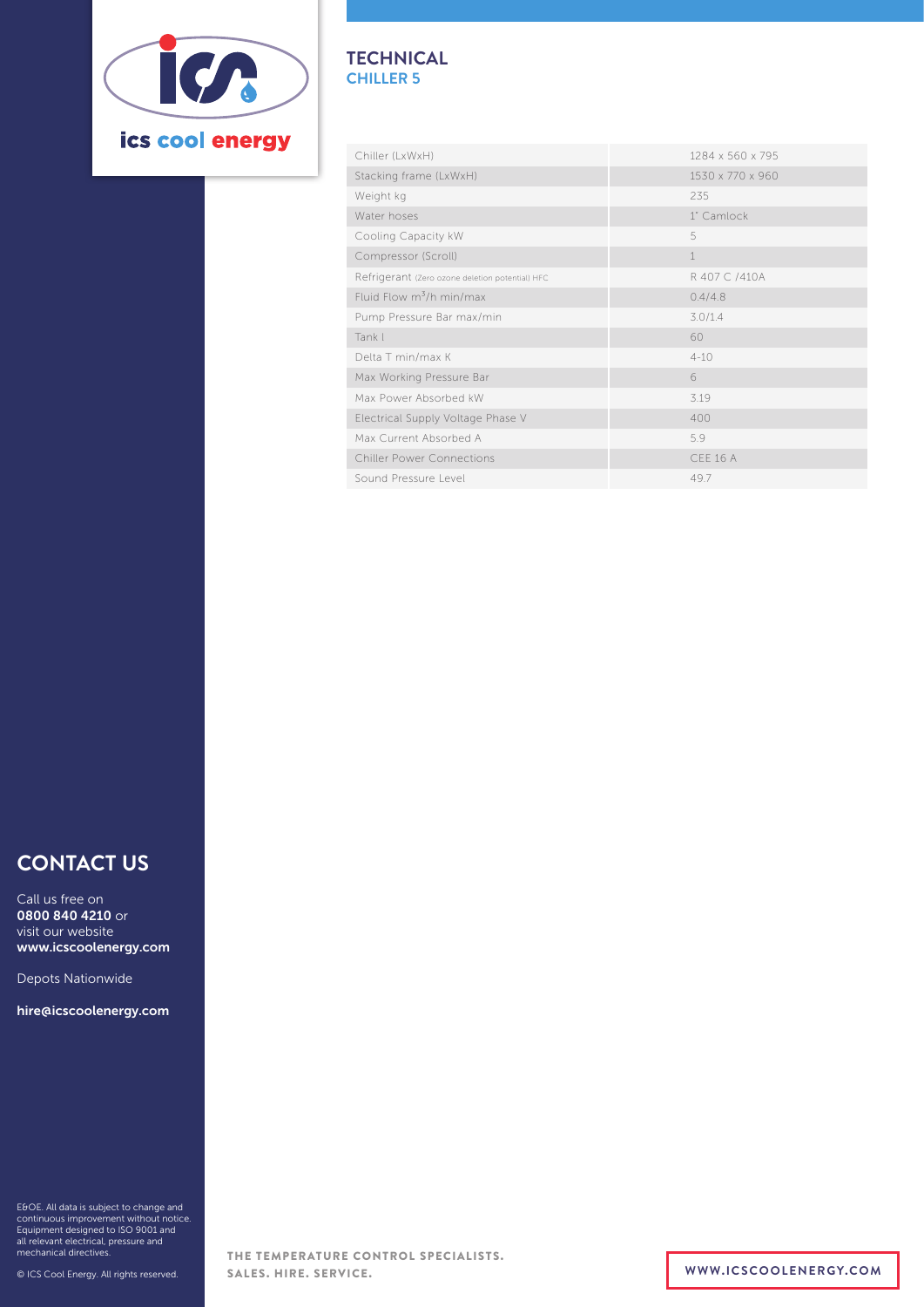ics cool energy

# TECHNICAL
## CHILLER 5

| | |
|---|---|
| Chiller (LxWxH) | 1284 x 560 x 795 |
| Stacking frame (LxWxH) | 1530 x 770 x 960 |
| Weight kg | 235 |
| Water hoses | 1" Camlock |
| Cooling Capacity kW | 5 |
| Compressor (Scroll) | 1 |
| Refrigerant (Zero ozone deletion potential) HFC | R 407 C /410A |
| Fluid Flow $m^3$/h min/max | 0.4/4.8 |
| Pump Pressure Bar max/min | 3.0/1.4 |
| Tank l | 60 |
| Delta T min/max K | 4-10 |
| Max Working Pressure Bar | 6 |
| Max Power Absorbed kW | 3.19 |
| Electrical Supply Voltage Phase V | 400 |
| Max Current Absorbed A | 5.9 |
| Chiller Power Connections | CEE 16 A |
| Sound Pressure Level | 49.7 |

## CONTACT US

Call us free on **0800 840 4210** or visit our website **www.icscoolenergy.com**

Depots Nationwide

**hire@icscoolenergy.com**

E&OE. All data is subject to change and continuous improvement without notice. Equipment designed to ISO 9001 and all relevant electrical, pressure and mechanical directives.

© ICS Cool Energy. All rights reserved.

THE TEMPERATURE CONTROL SPECIALISTS.
SALES. HIRE. SERVICE.

WWW.ICSCOOLENERGY.COM